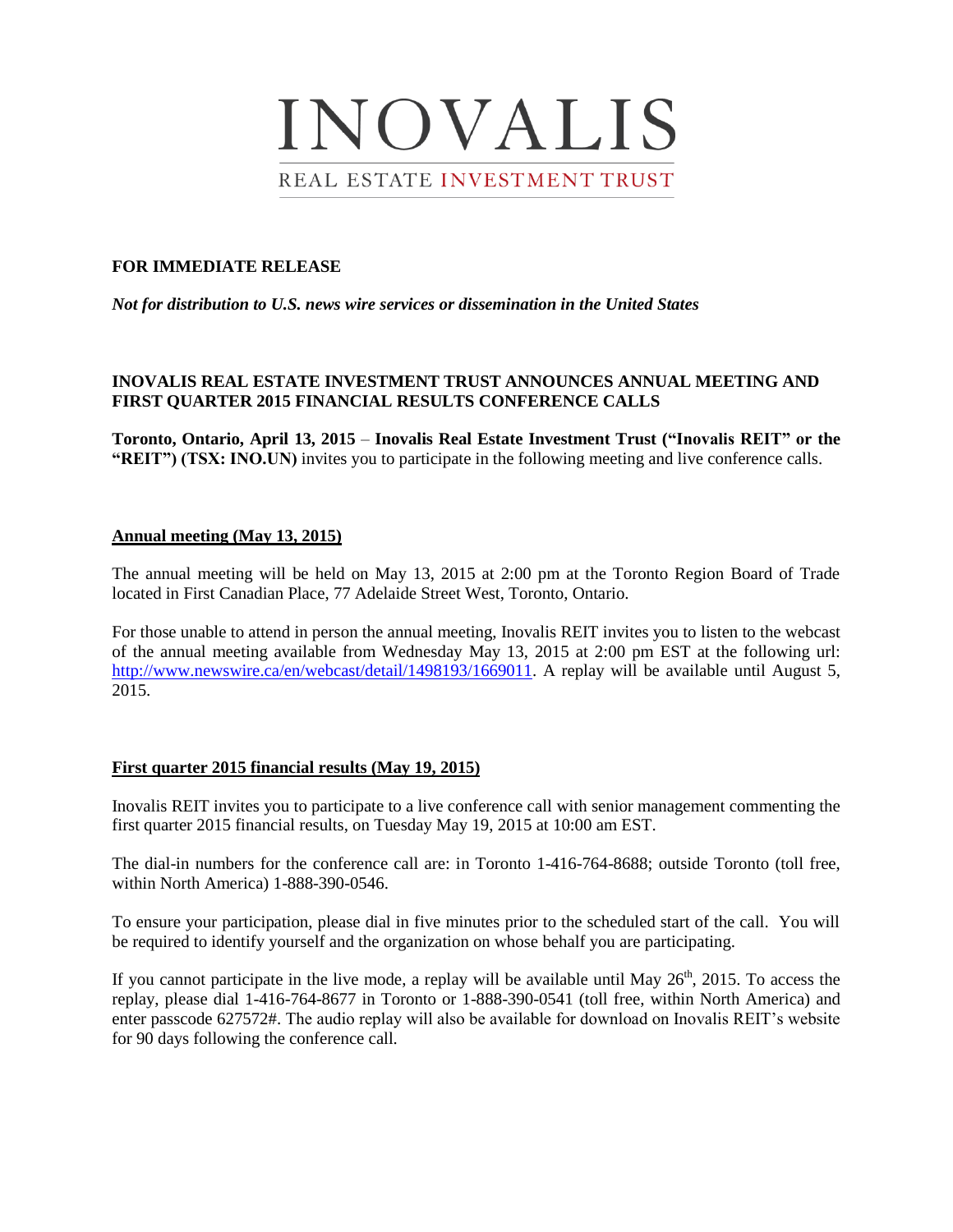# INOVALIS

REAL ESTATE INVESTMENT TRUST

**FOR IMMEDIATE RELEASE**

***Not for distribution to U.S. news wire services or dissemination in the United States***

**INOVALIS REAL ESTATE INVESTMENT TRUST ANNOUNCES ANNUAL MEETING AND FIRST QUARTER 2015 FINANCIAL RESULTS CONFERENCE CALLS**

**Toronto, Ontario, April 13, 2015** – **Inovalis Real Estate Investment Trust ("Inovalis REIT" or the "REIT") (TSX: INO.UN)** invites you to participate in the following meeting and live conference calls.

## Annual meeting (May 13, 2015)

The annual meeting will be held on May 13, 2015 at 2:00 pm at the Toronto Region Board of Trade located in First Canadian Place, 77 Adelaide Street West, Toronto, Ontario.

For those unable to attend in person the annual meeting, Inovalis REIT invites you to listen to the webcast of the annual meeting available from Wednesday May 13, 2015 at 2:00 pm EST at the following url: http://www.newswire.ca/en/webcast/detail/1498193/1669011. A replay will be available until August 5, 2015.

## First quarter 2015 financial results (May 19, 2015)

Inovalis REIT invites you to participate to a live conference call with senior management commenting the first quarter 2015 financial results, on Tuesday May 19, 2015 at 10:00 am EST.

The dial-in numbers for the conference call are: in Toronto 1-416-764-8688; outside Toronto (toll free, within North America) 1-888-390-0546.

To ensure your participation, please dial in five minutes prior to the scheduled start of the call. You will be required to identify yourself and the organization on whose behalf you are participating.

If you cannot participate in the live mode, a replay will be available until May 26th, 2015. To access the replay, please dial 1-416-764-8677 in Toronto or 1-888-390-0541 (toll free, within North America) and enter passcode 627572#. The audio replay will also be available for download on Inovalis REIT's website for 90 days following the conference call.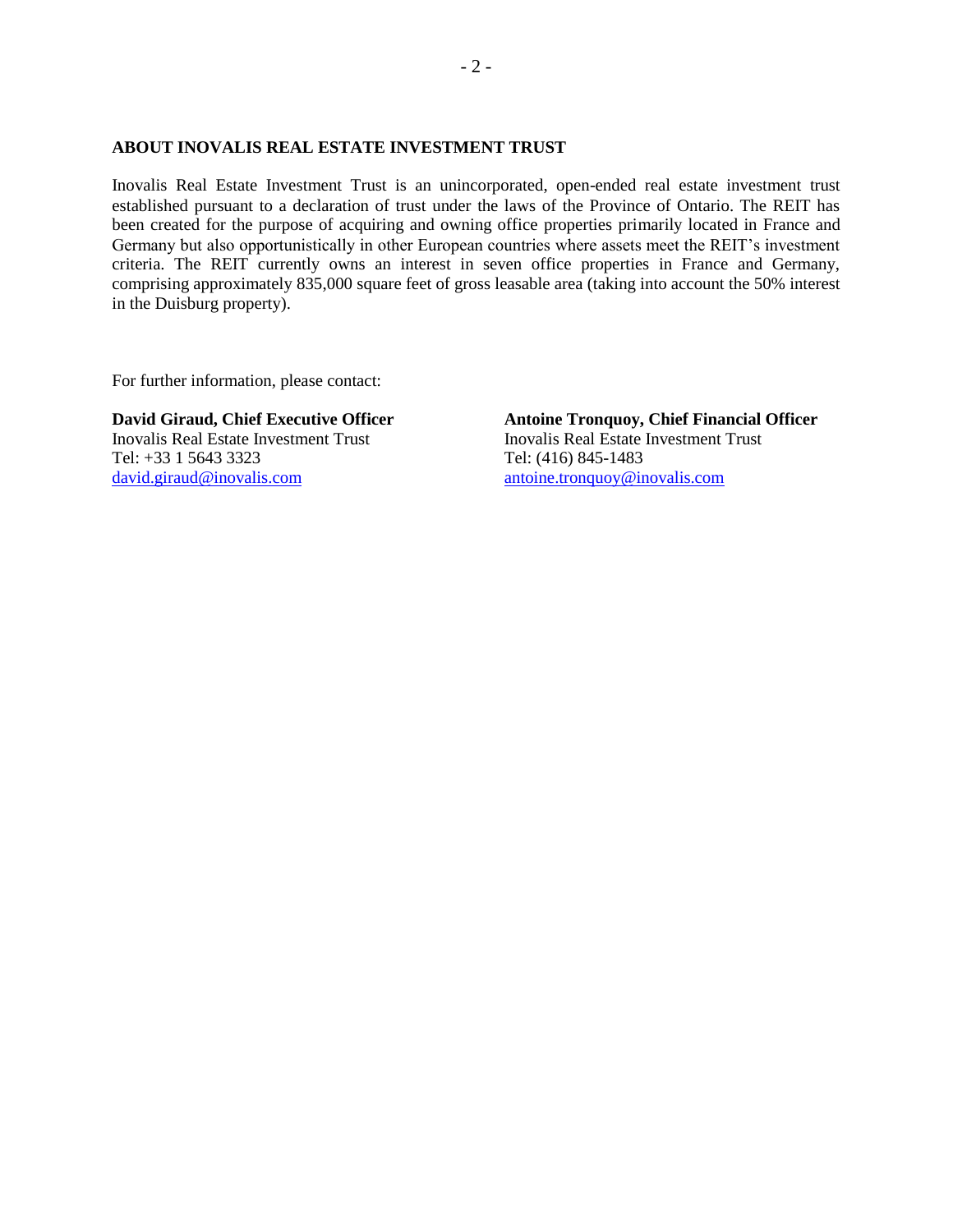## ABOUT INOVALIS REAL ESTATE INVESTMENT TRUST

Inovalis Real Estate Investment Trust is an unincorporated, open-ended real estate investment trust established pursuant to a declaration of trust under the laws of the Province of Ontario. The REIT has been created for the purpose of acquiring and owning office properties primarily located in France and Germany but also opportunistically in other European countries where assets meet the REIT's investment criteria. The REIT currently owns an interest in seven office properties in France and Germany, comprising approximately 835,000 square feet of gross leasable area (taking into account the 50% interest in the Duisburg property).

For further information, please contact:

**David Giraud, Chief Executive Officer**
Inovalis Real Estate Investment Trust
Tel: +33 1 5643 3323
david.giraud@inovalis.com

**Antoine Tronquoy, Chief Financial Officer**
Inovalis Real Estate Investment Trust
Tel: (416) 845-1483
antoine.tronquoy@inovalis.com